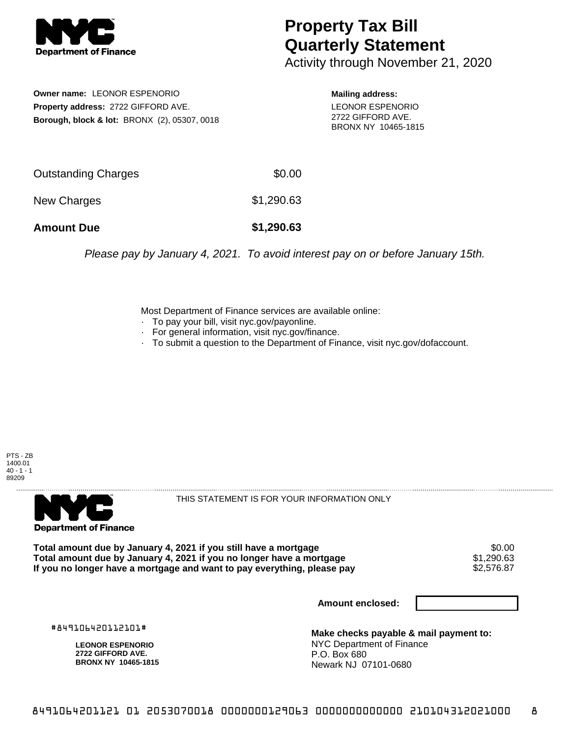# Property Tax Bill Quarterly Statement

Activity through November 21, 2020

**Owner name:** LEONOR ESPENORIO
**Property address:** 2722 GIFFORD AVE.
**Borough, block & lot:** BRONX (2), 05307, 0018

**Mailing address:**
LEONOR ESPENORIO
2722 GIFFORD AVE.
BRONX NY 10465-1815

| | |
|---|---|
| Outstanding Charges | $0.00 |
| New Charges | $1,290.63 |
| **Amount Due** | **$1,290.63** |

*Please pay by January 4, 2021. To avoid interest pay on or before January 15th.*

Most Department of Finance services are available online:

- To pay your bill, visit nyc.gov/payonline.
- For general information, visit nyc.gov/finance.
- To submit a question to the Department of Finance, visit nyc.gov/dofaccount.

PTS - ZB
1400.01
40 - 1 - 1
89209

THIS STATEMENT IS FOR YOUR INFORMATION ONLY

| | |
|---|---|
| **Total amount due by January 4, 2021 if you still have a mortgage** | $0.00 |
| **Total amount due by January 4, 2021 if you no longer have a mortgage** | $1,290.63 |
| **If you no longer have a mortgage and want to pay everything, please pay** | $2,576.87 |

**Amount enclosed:**

#849106420112101#

**LEONOR ESPENORIO**
**2722 GIFFORD AVE.**
**BRONX NY 10465-1815**

**Make checks payable & mail payment to:**
NYC Department of Finance
P.O. Box 680
Newark NJ 07101-0680

8491064201121 01 2053070018 0000000129063 0000000000000 210104312021000 8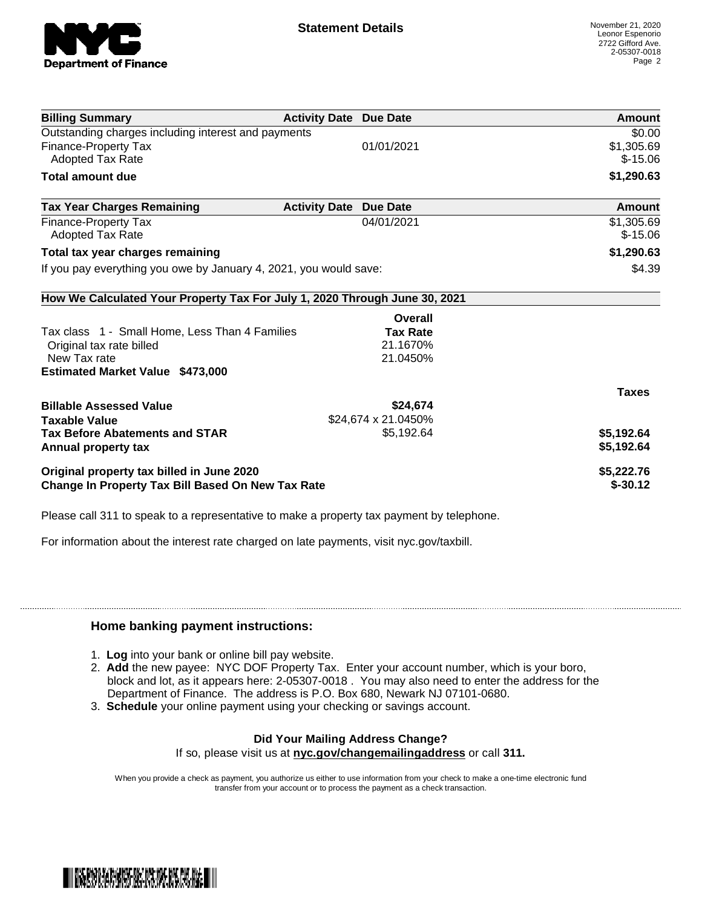**Statement Details**

November 21, 2020
Leonor Espenorio
2722 Gifford Ave.
2-05307-0018
Page 2

| Billing Summary | Activity Date | Due Date | Amount |
|---|---|---|---|
| Outstanding charges including interest and payments | | | $0.00 |
| Finance-Property Tax | | 01/01/2021 | $1,305.69 |
| Adopted Tax Rate | | | $-15.06 |
| **Total amount due** | | | **$1,290.63** |

| Tax Year Charges Remaining | Activity Date | Due Date | Amount |
|---|---|---|---|
| Finance-Property Tax | | 04/01/2021 | $1,305.69 |
| Adopted Tax Rate | | | $-15.06 |
| **Total tax year charges remaining** | | | **$1,290.63** |
| If you pay everything you owe by January 4, 2021, you would save: | | | $4.39 |

**How We Calculated Your Property Tax For July 1, 2020 Through June 30, 2021**

| | Overall Tax Rate | Taxes |
|---|---|---|
| Tax class 1 - Small Home, Less Than 4 Families | | |
| Original tax rate billed | 21.1670% | |
| New Tax rate | 21.0450% | |
| **Estimated Market Value $473,000** | | |
| **Billable Assessed Value** | **$24,674** | |
| **Taxable Value** | $24,674 x 21.0450% | |
| **Tax Before Abatements and STAR** | $5,192.64 | **$5,192.64** |
| **Annual property tax** | | **$5,192.64** |
| **Original property tax billed in June 2020** | | **$5,222.76** |
| **Change In Property Tax Bill Based On New Tax Rate** | | **$-30.12** |

Please call 311 to speak to a representative to make a property tax payment by telephone.

For information about the interest rate charged on late payments, visit nyc.gov/taxbill.

## Home banking payment instructions:

1. **Log** into your bank or online bill pay website.
2. **Add** the new payee: NYC DOF Property Tax. Enter your account number, which is your boro, block and lot, as it appears here: 2-05307-0018 . You may also need to enter the address for the Department of Finance. The address is P.O. Box 680, Newark NJ 07101-0680.
3. **Schedule** your online payment using your checking or savings account.

**Did Your Mailing Address Change?**
If so, please visit us at **nyc.gov/changemailingaddress** or call **311.**

When you provide a check as payment, you authorize us either to use information from your check to make a one-time electronic fund transfer from your account or to process the payment as a check transaction.